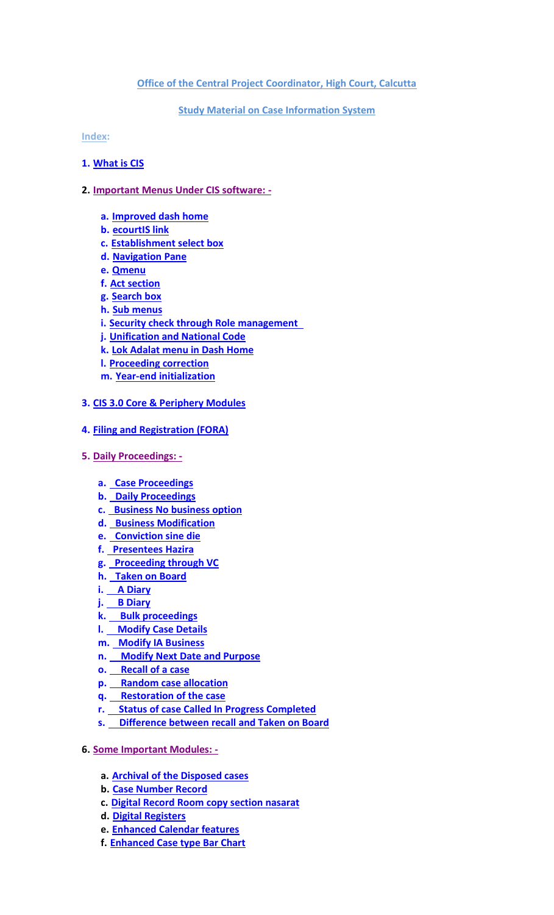**Office of the Central Project Coordinator, High Court, Calcutta**

**Study Material on Case Information System**

**Index:**

1. **What is CIS**
2. **Important Menus Under CIS software: -**
   - a. **Improved dash home**
   - b. **ecourtIS link**
   - c. **Establishment select box**
   - d. **Navigation Pane**
   - e. **Qmenu**
   - f. **Act section**
   - g. **Search box**
   - h. **Sub menus**
   - i. **Security check through Role management**
   - j. **Unification and National Code**
   - k. **Lok Adalat menu in Dash Home**
   - l. **Proceeding correction**
   - m. **Year-end initialization**
3. **CIS 3.0 Core & Periphery Modules**
4. **Filing and Registration (FORA)**
5. **Daily Proceedings: -**
   - a. **Case Proceedings**
   - b. **Daily Proceedings**
   - c. **Business No business option**
   - d. **Business Modification**
   - e. **Conviction sine die**
   - f. **Presentees Hazira**
   - g. **Proceeding through VC**
   - h. **Taken on Board**
   - i. **A Diary**
   - j. **B Diary**
   - k. **Bulk proceedings**
   - l. **Modify Case Details**
   - m. **Modify IA Business**
   - n. **Modify Next Date and Purpose**
   - o. **Recall of a case**
   - p. **Random case allocation**
   - q. **Restoration of the case**
   - r. **Status of case Called In Progress Completed**
   - s. **Difference between recall and Taken on Board**
6. **Some Important Modules: -**
   - a. **Archival of the Disposed cases**
   - b. **Case Number Record**
   - c. **Digital Record Room copy section nasarat**
   - d. **Digital Registers**
   - e. **Enhanced Calendar features**
   - f. **Enhanced Case type Bar Chart**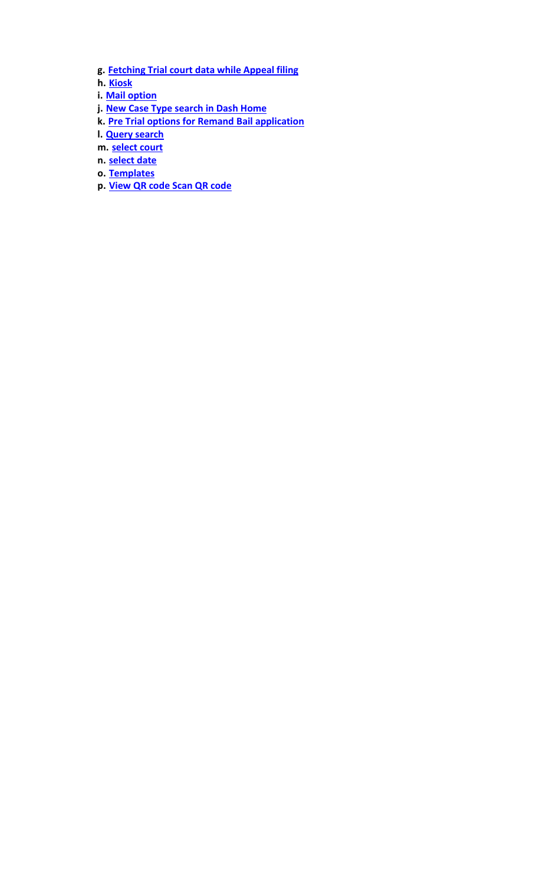g. **Fetching Trial court data while Appeal filing**

h. **Kiosk**

i. **Mail option**

j. **New Case Type search in Dash Home**

k. **Pre Trial options for Remand Bail application**

l. **Query search**

m. **select court**

n. **select date**

o. **Templates**

p. **View QR code Scan QR code**